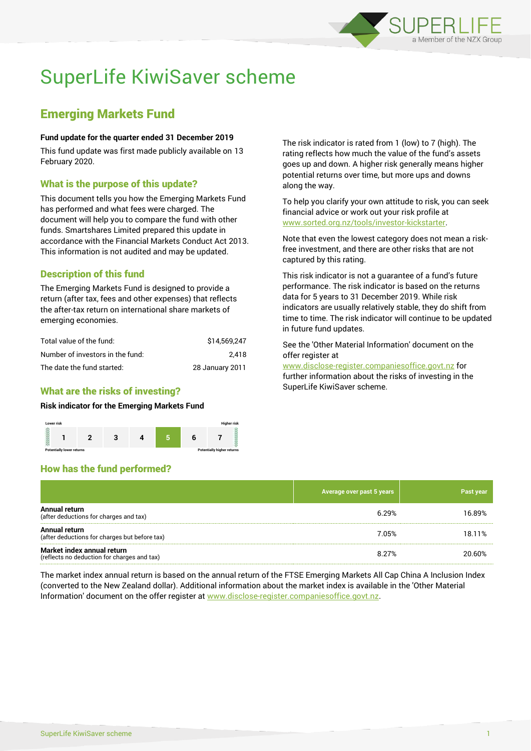# SuperLife KiwiSaver scheme

## Emerging Markets Fund

**Fund update for the quarter ended 31 December 2019**

This fund update was first made publicly available on 13 February 2020.

### What is the purpose of this update?

This document tells you how the Emerging Markets Fund has performed and what fees were charged. The document will help you to compare the fund with other funds. Smartshares Limited prepared this update in accordance with the Financial Markets Conduct Act 2013. This information is not audited and may be updated.

### Description of this fund

The Emerging Markets Fund is designed to provide a return (after tax, fees and other expenses) that reflects the after-tax return on international share markets of emerging economies.

| | |
|---|---|
| Total value of the fund: | $14,569,247 |
| Number of investors in the fund: | 2,418 |
| The date the fund started: | 28 January 2011 |

### What are the risks of investing?

**Risk indicator for the Emerging Markets Fund**

| Lower risk | | | | | | Higher risk |
|---|---|---|---|---|---|---|
| 1 | 2 | 3 | 4 | **5** | 6 | 7 |
| Potentially lower returns | | | | | | Potentially higher returns |

The risk indicator is rated from 1 (low) to 7 (high). The rating reflects how much the value of the fund's assets goes up and down. A higher risk generally means higher potential returns over time, but more ups and downs along the way.

To help you clarify your own attitude to risk, you can seek financial advice or work out your risk profile at www.sorted.org.nz/tools/investor-kickstarter.

Note that even the lowest category does not mean a risk-free investment, and there are other risks that are not captured by this rating.

This risk indicator is not a guarantee of a fund's future performance. The risk indicator is based on the returns data for 5 years to 31 December 2019. While risk indicators are usually relatively stable, they do shift from time to time. The risk indicator will continue to be updated in future fund updates.

See the 'Other Material Information' document on the offer register at www.disclose-register.companiesoffice.govt.nz for further information about the risks of investing in the SuperLife KiwiSaver scheme.

### How has the fund performed?

| | Average over past 5 years | Past year |
|---|---|---|
| **Annual return** (after deductions for charges and tax) | 6.29% | 16.89% |
| **Annual return** (after deductions for charges but before tax) | 7.05% | 18.11% |
| **Market index annual return** (reflects no deduction for charges and tax) | 8.27% | 20.60% |

The market index annual return is based on the annual return of the FTSE Emerging Markets All Cap China A Inclusion Index (converted to the New Zealand dollar). Additional information about the market index is available in the 'Other Material Information' document on the offer register at www.disclose-register.companiesoffice.govt.nz.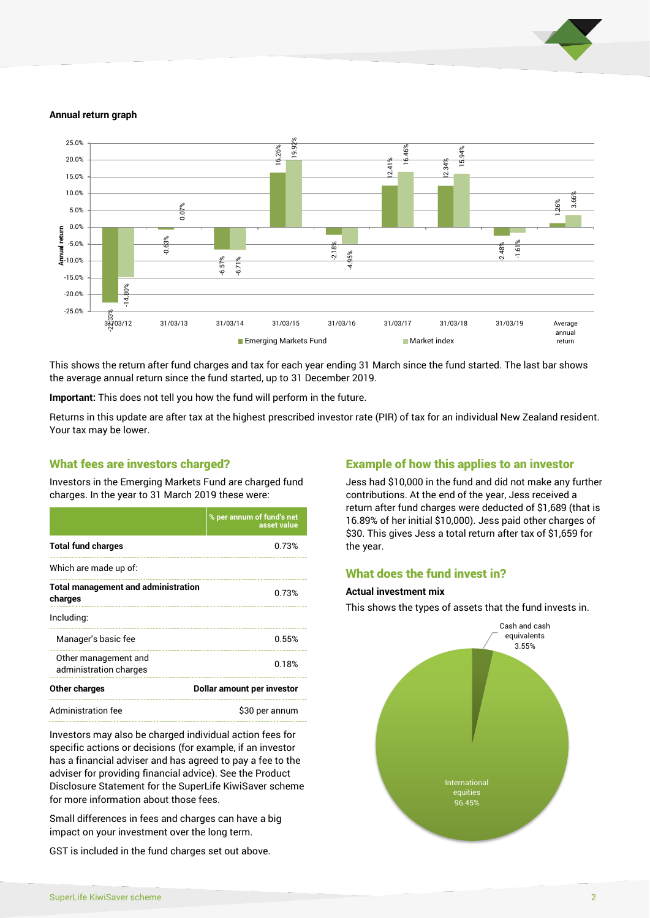**Annual return graph**

| Year ending | Emerging Markets Fund | Market index |
| --- | --- | --- |
| 31/03/12 | -22.33% | -14.80% |
| 31/03/13 | -0.63% | 0.07% |
| 31/03/14 | -6.57% | -6.71% |
| 31/03/15 | 16.26% | 19.92% |
| 31/03/16 | -2.18% | -4.95% |
| 31/03/17 | 12.41% | 16.46% |
| 31/03/18 | 12.34% | 15.94% |
| 31/03/19 | -2.48% | -1.61% |
| Average annual return | 1.26% | 3.66% |

This shows the return after fund charges and tax for each year ending 31 March since the fund started. The last bar shows the average annual return since the fund started, up to 31 December 2019.

**Important:** This does not tell you how the fund will perform in the future.

Returns in this update are after tax at the highest prescribed investor rate (PIR) of tax for an individual New Zealand resident. Your tax may be lower.

## What fees are investors charged?

Investors in the Emerging Markets Fund are charged fund charges. In the year to 31 March 2019 these were:

| | % per annum of fund's net asset value |
| --- | --- |
| **Total fund charges** | 0.73% |
| Which are made up of: | |
| **Total management and administration charges** | 0.73% |
| Including: | |
| Manager's basic fee | 0.55% |
| Other management and administration charges | 0.18% |
| **Other charges** | **Dollar amount per investor** |
| Administration fee | $30 per annum |

Investors may also be charged individual action fees for specific actions or decisions (for example, if an investor has a financial adviser and has agreed to pay a fee to the adviser for providing financial advice). See the Product Disclosure Statement for the SuperLife KiwiSaver scheme for more information about those fees.

Small differences in fees and charges can have a big impact on your investment over the long term.

GST is included in the fund charges set out above.

## Example of how this applies to an investor

Jess had $10,000 in the fund and did not make any further contributions. At the end of the year, Jess received a return after fund charges were deducted of $1,689 (that is 16.89% of her initial $10,000). Jess paid other charges of $30. This gives Jess a total return after tax of $1,659 for the year.

## What does the fund invest in?

**Actual investment mix**

This shows the types of assets that the fund invests in.

| Asset type | % |
| --- | --- |
| Cash and cash equivalents | 3.55% |
| International equities | 96.45% |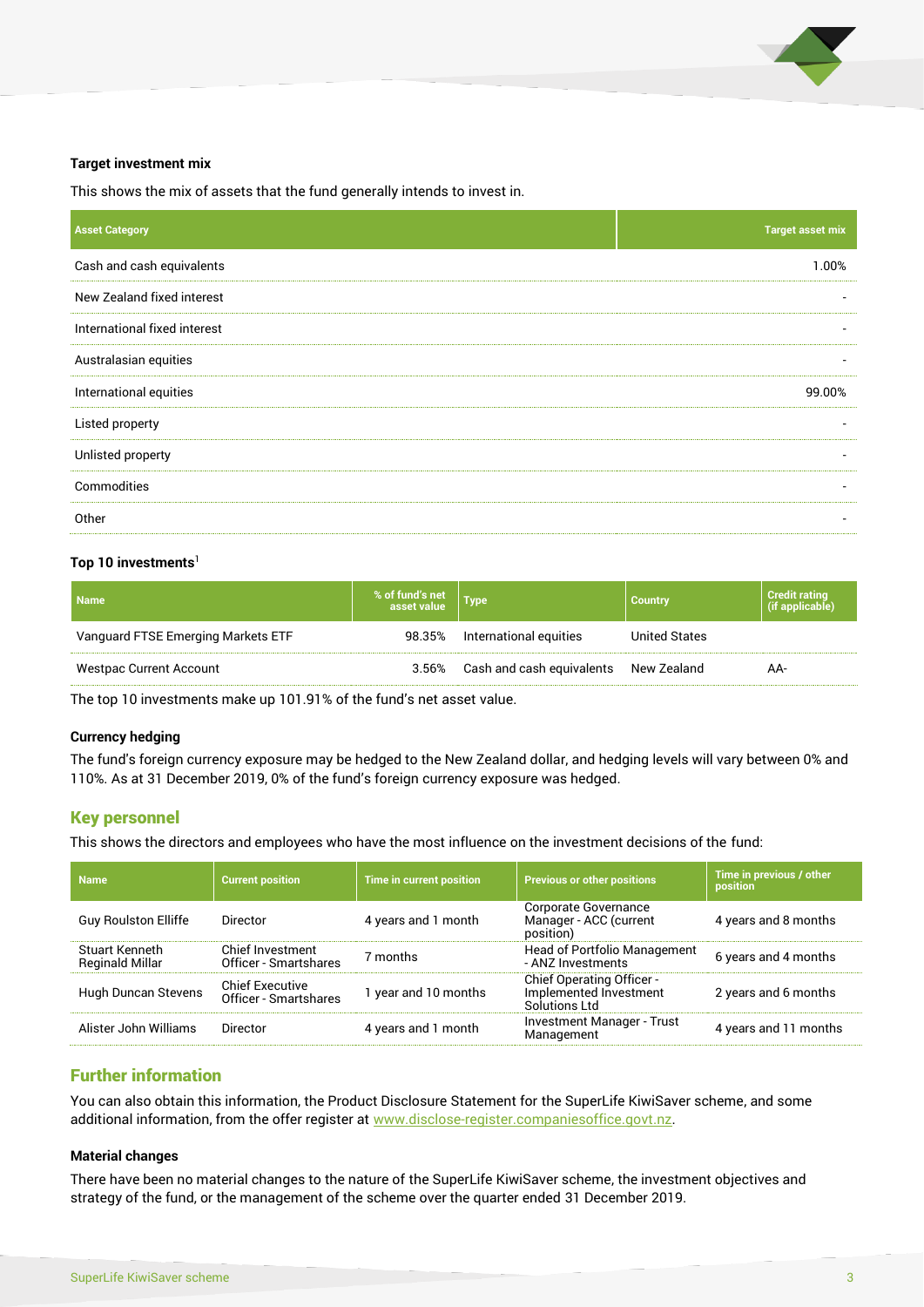### Target investment mix

This shows the mix of assets that the fund generally intends to invest in.

| Asset Category | Target asset mix |
|---|---|
| Cash and cash equivalents | 1.00% |
| New Zealand fixed interest | - |
| International fixed interest | - |
| Australasian equities | - |
| International equities | 99.00% |
| Listed property | - |
| Unlisted property | - |
| Commodities | - |
| Other | - |

### Top 10 investments[1]

| Name | % of fund's net asset value | Type | Country | Credit rating (if applicable) |
|---|---|---|---|---|
| Vanguard FTSE Emerging Markets ETF | 98.35% | International equities | United States | |
| Westpac Current Account | 3.56% | Cash and cash equivalents | New Zealand | AA- |

The top 10 investments make up 101.91% of the fund's net asset value.

### Currency hedging

The fund's foreign currency exposure may be hedged to the New Zealand dollar, and hedging levels will vary between 0% and 110%. As at 31 December 2019, 0% of the fund's foreign currency exposure was hedged.

## Key personnel

This shows the directors and employees who have the most influence on the investment decisions of the fund:

| Name | Current position | Time in current position | Previous or other positions | Time in previous / other position |
|---|---|---|---|---|
| Guy Roulston Elliffe | Director | 4 years and 1 month | Corporate Governance Manager - ACC (current position) | 4 years and 8 months |
| Stuart Kenneth Reginald Millar | Chief Investment Officer - Smartshares | 7 months | Head of Portfolio Management - ANZ Investments | 6 years and 4 months |
| Hugh Duncan Stevens | Chief Executive Officer - Smartshares | 1 year and 10 months | Chief Operating Officer - Implemented Investment Solutions Ltd | 2 years and 6 months |
| Alister John Williams | Director | 4 years and 1 month | Investment Manager - Trust Management | 4 years and 11 months |

## Further information

You can also obtain this information, the Product Disclosure Statement for the SuperLife KiwiSaver scheme, and some additional information, from the offer register at www.disclose-register.companiesoffice.govt.nz.

### Material changes

There have been no material changes to the nature of the SuperLife KiwiSaver scheme, the investment objectives and strategy of the fund, or the management of the scheme over the quarter ended 31 December 2019.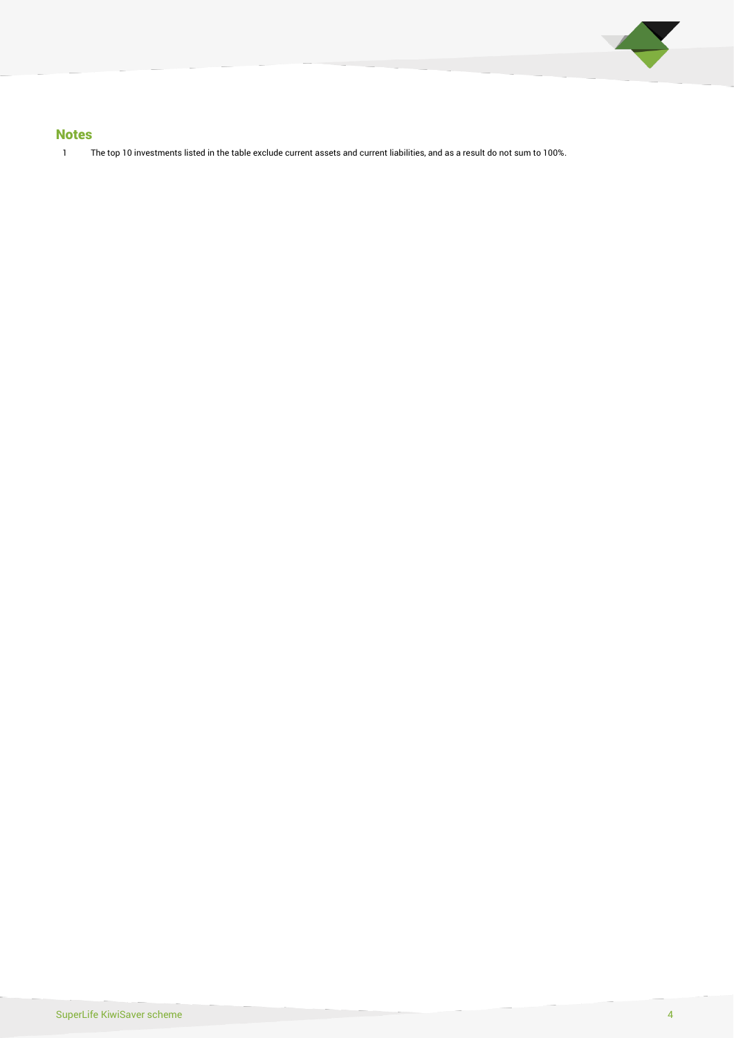## Notes

1 The top 10 investments listed in the table exclude current assets and current liabilities, and as a result do not sum to 100%.